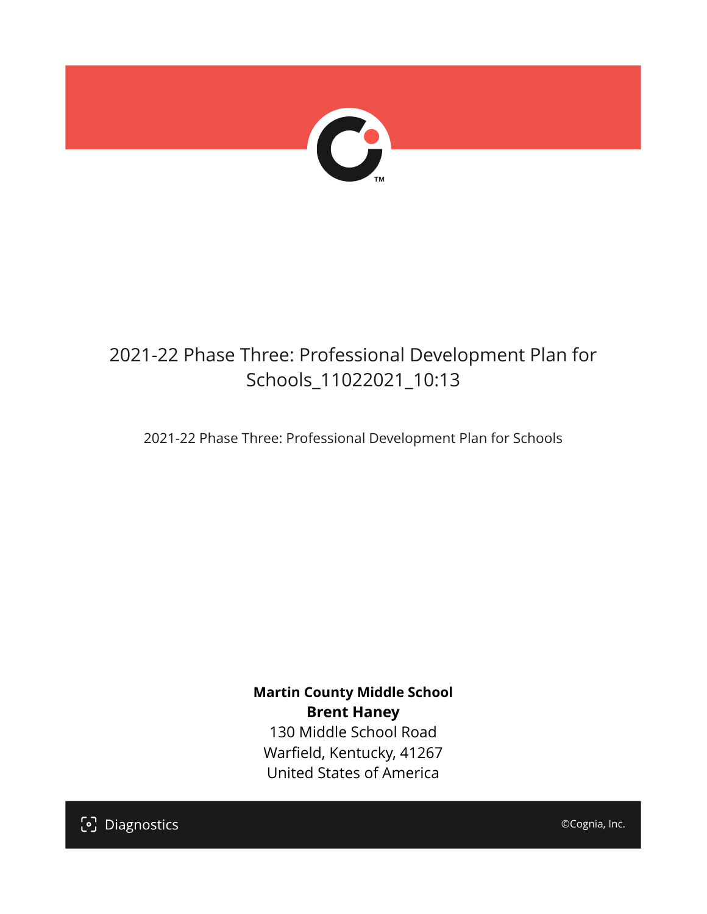# 2021-22 Phase Three: Professional Development Plan for Schools_11022021_10:13

2021-22 Phase Three: Professional Development Plan for Schools

**Martin County Middle School**
**Brent Haney**
130 Middle School Road
Warfield, Kentucky, 41267
United States of America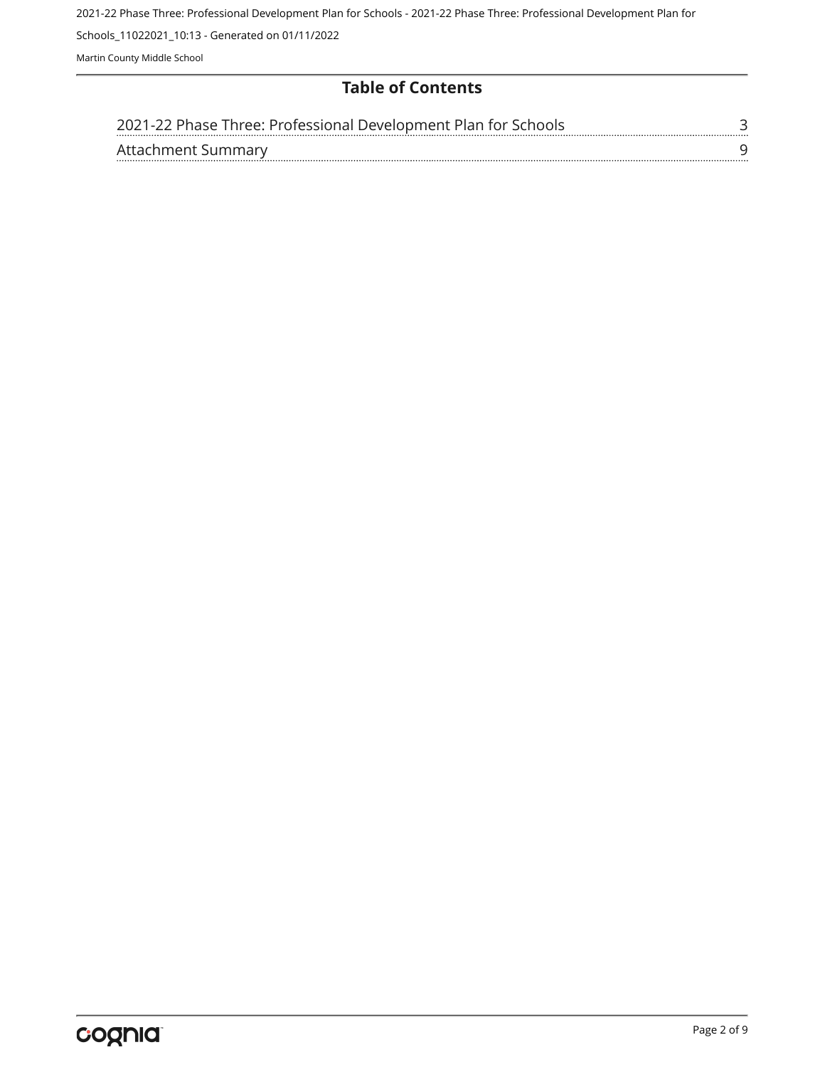# Table of Contents

| | |
|---|---|
| 2021-22 Phase Three: Professional Development Plan for Schools | 3 |
| Attachment Summary | 9 |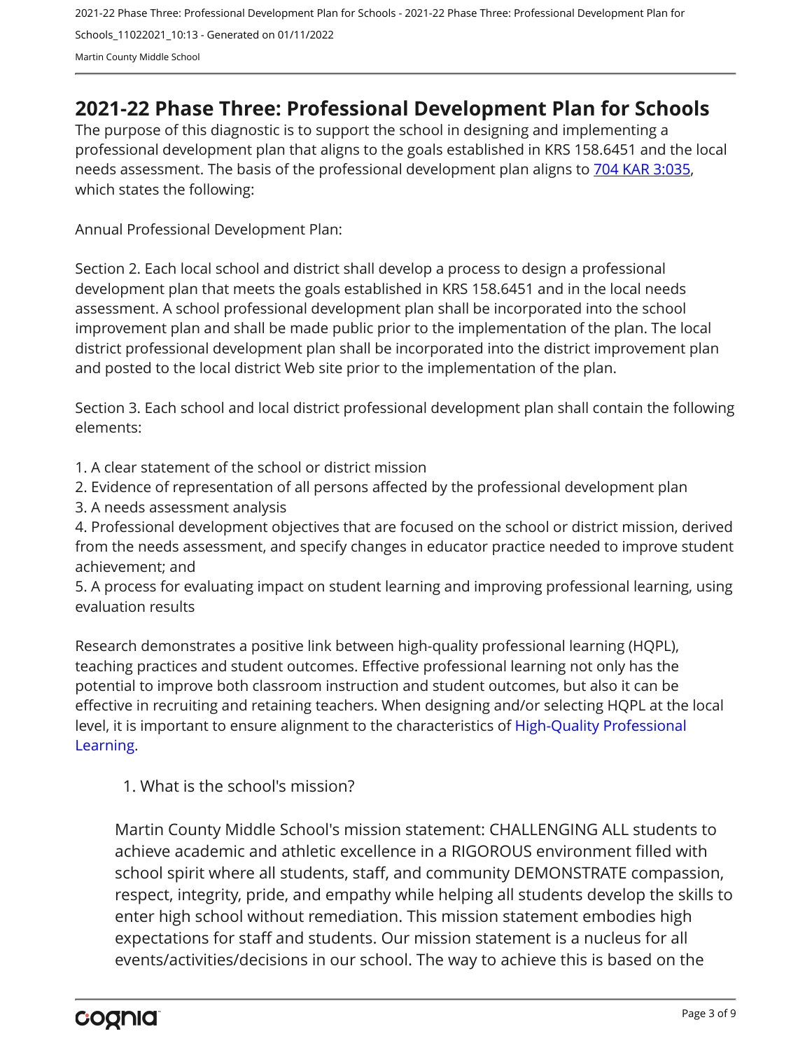# 2021-22 Phase Three: Professional Development Plan for Schools

The purpose of this diagnostic is to support the school in designing and implementing a professional development plan that aligns to the goals established in KRS 158.6451 and the local needs assessment. The basis of the professional development plan aligns to [704 KAR 3:035](), which states the following:

Annual Professional Development Plan:

Section 2. Each local school and district shall develop a process to design a professional development plan that meets the goals established in KRS 158.6451 and in the local needs assessment. A school professional development plan shall be incorporated into the school improvement plan and shall be made public prior to the implementation of the plan. The local district professional development plan shall be incorporated into the district improvement plan and posted to the local district Web site prior to the implementation of the plan.

Section 3. Each school and local district professional development plan shall contain the following elements:

1. A clear statement of the school or district mission
2. Evidence of representation of all persons affected by the professional development plan
3. A needs assessment analysis
4. Professional development objectives that are focused on the school or district mission, derived from the needs assessment, and specify changes in educator practice needed to improve student achievement; and
5. A process for evaluating impact on student learning and improving professional learning, using evaluation results

Research demonstrates a positive link between high-quality professional learning (HQPL), teaching practices and student outcomes. Effective professional learning not only has the potential to improve both classroom instruction and student outcomes, but also it can be effective in recruiting and retaining teachers. When designing and/or selecting HQPL at the local level, it is important to ensure alignment to the characteristics of High-Quality Professional Learning.

1. What is the school's mission?

Martin County Middle School's mission statement: CHALLENGING ALL students to achieve academic and athletic excellence in a RIGOROUS environment filled with school spirit where all students, staff, and community DEMONSTRATE compassion, respect, integrity, pride, and empathy while helping all students develop the skills to enter high school without remediation. This mission statement embodies high expectations for staff and students. Our mission statement is a nucleus for all events/activities/decisions in our school. The way to achieve this is based on the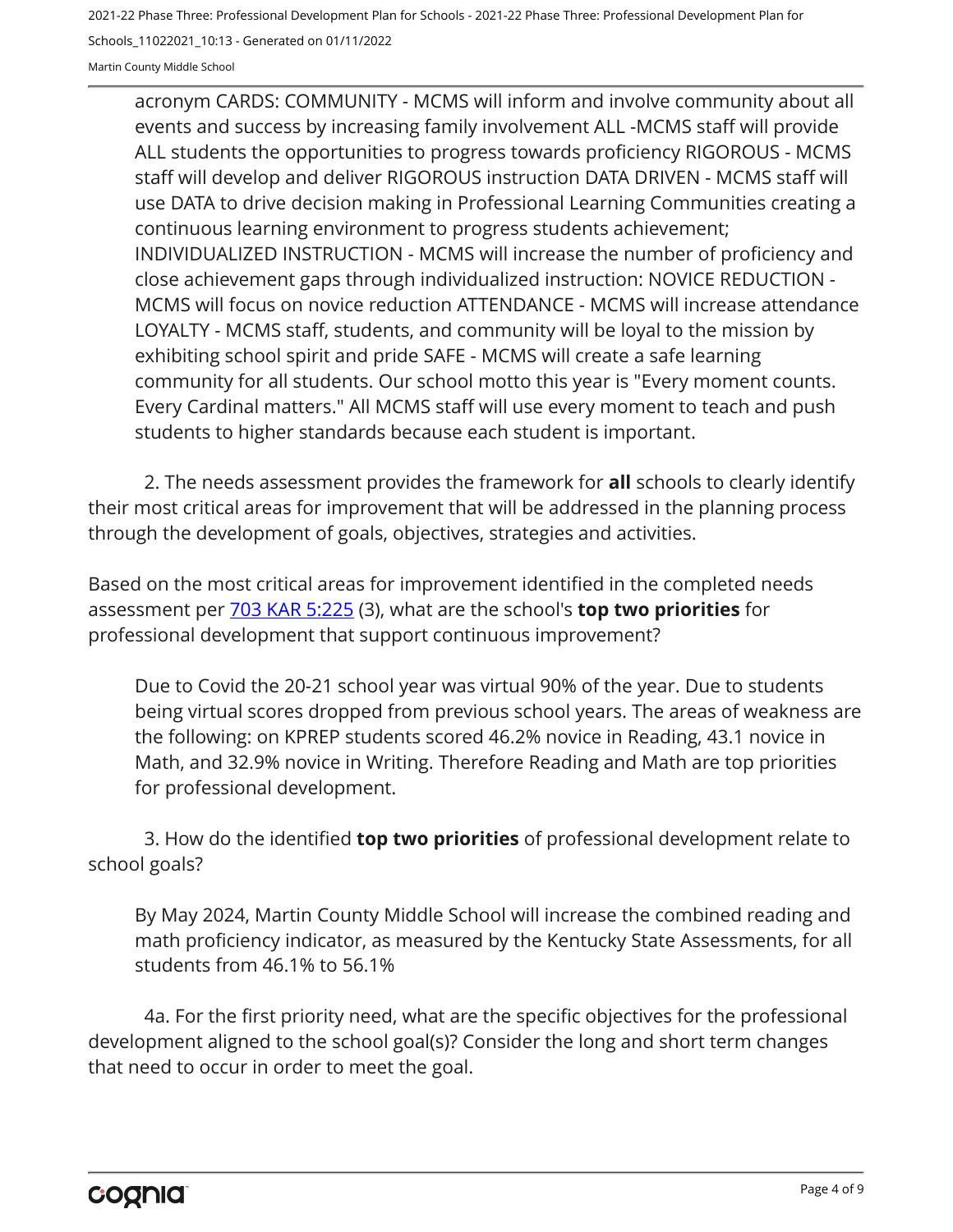acronym CARDS: COMMUNITY - MCMS will inform and involve community about all events and success by increasing family involvement ALL -MCMS staff will provide ALL students the opportunities to progress towards proficiency RIGOROUS - MCMS staff will develop and deliver RIGOROUS instruction DATA DRIVEN - MCMS staff will use DATA to drive decision making in Professional Learning Communities creating a continuous learning environment to progress students achievement; INDIVIDUALIZED INSTRUCTION - MCMS will increase the number of proficiency and close achievement gaps through individualized instruction: NOVICE REDUCTION - MCMS will focus on novice reduction ATTENDANCE - MCMS will increase attendance LOYALTY - MCMS staff, students, and community will be loyal to the mission by exhibiting school spirit and pride SAFE - MCMS will create a safe learning community for all students. Our school motto this year is "Every moment counts. Every Cardinal matters." All MCMS staff will use every moment to teach and push students to higher standards because each student is important.

2. The needs assessment provides the framework for **all** schools to clearly identify their most critical areas for improvement that will be addressed in the planning process through the development of goals, objectives, strategies and activities.

Based on the most critical areas for improvement identified in the completed needs assessment per [703 KAR 5:225](703 KAR 5:225) (3), what are the school's **top two priorities** for professional development that support continuous improvement?

Due to Covid the 20-21 school year was virtual 90% of the year. Due to students being virtual scores dropped from previous school years. The areas of weakness are the following: on KPREP students scored 46.2% novice in Reading, 43.1 novice in Math, and 32.9% novice in Writing. Therefore Reading and Math are top priorities for professional development.

3. How do the identified **top two priorities** of professional development relate to school goals?

By May 2024, Martin County Middle School will increase the combined reading and math proficiency indicator, as measured by the Kentucky State Assessments, for all students from 46.1% to 56.1%

4a. For the first priority need, what are the specific objectives for the professional development aligned to the school goal(s)? Consider the long and short term changes that need to occur in order to meet the goal.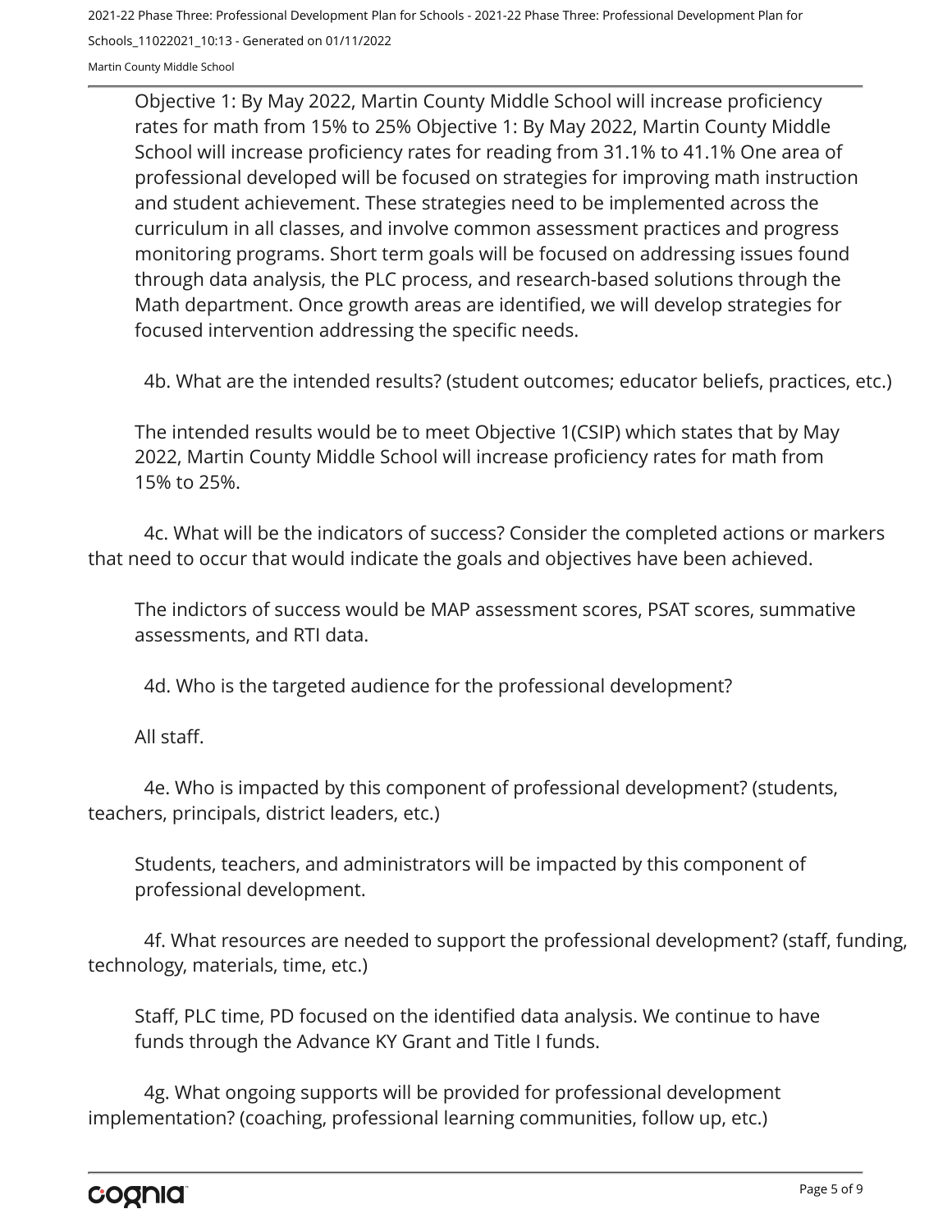Objective 1: By May 2022, Martin County Middle School will increase proficiency rates for math from 15% to 25% Objective 1: By May 2022, Martin County Middle School will increase proficiency rates for reading from 31.1% to 41.1% One area of professional developed will be focused on strategies for improving math instruction and student achievement. These strategies need to be implemented across the curriculum in all classes, and involve common assessment practices and progress monitoring programs. Short term goals will be focused on addressing issues found through data analysis, the PLC process, and research-based solutions through the Math department. Once growth areas are identified, we will develop strategies for focused intervention addressing the specific needs.

4b. What are the intended results? (student outcomes; educator beliefs, practices, etc.)

The intended results would be to meet Objective 1(CSIP) which states that by May 2022, Martin County Middle School will increase proficiency rates for math from 15% to 25%.

4c. What will be the indicators of success? Consider the completed actions or markers that need to occur that would indicate the goals and objectives have been achieved.

The indictors of success would be MAP assessment scores, PSAT scores, summative assessments, and RTI data.

4d. Who is the targeted audience for the professional development?

All staff.

4e. Who is impacted by this component of professional development? (students, teachers, principals, district leaders, etc.)

Students, teachers, and administrators will be impacted by this component of professional development.

4f. What resources are needed to support the professional development? (staff, funding, technology, materials, time, etc.)

Staff, PLC time, PD focused on the identified data analysis. We continue to have funds through the Advance KY Grant and Title I funds.

4g. What ongoing supports will be provided for professional development implementation? (coaching, professional learning communities, follow up, etc.)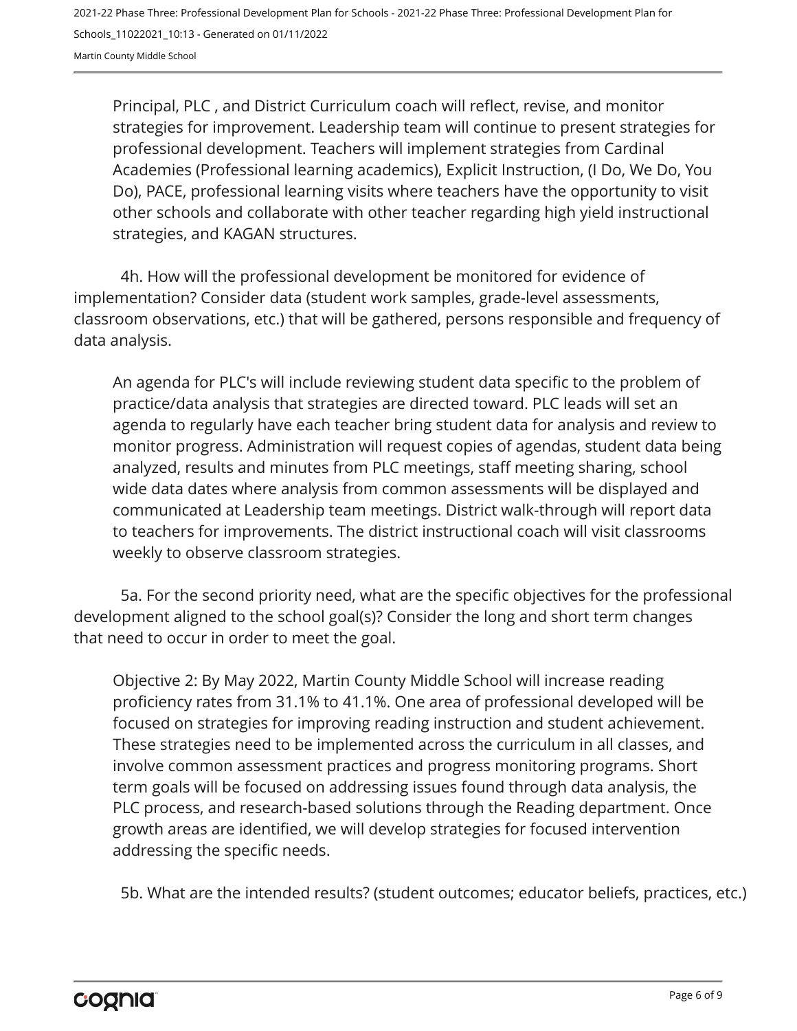Principal, PLC , and District Curriculum coach will reflect, revise, and monitor strategies for improvement. Leadership team will continue to present strategies for professional development. Teachers will implement strategies from Cardinal Academies (Professional learning academics), Explicit Instruction, (I Do, We Do, You Do), PACE, professional learning visits where teachers have the opportunity to visit other schools and collaborate with other teacher regarding high yield instructional strategies, and KAGAN structures.

4h. How will the professional development be monitored for evidence of implementation? Consider data (student work samples, grade-level assessments, classroom observations, etc.) that will be gathered, persons responsible and frequency of data analysis.

An agenda for PLC's will include reviewing student data specific to the problem of practice/data analysis that strategies are directed toward. PLC leads will set an agenda to regularly have each teacher bring student data for analysis and review to monitor progress. Administration will request copies of agendas, student data being analyzed, results and minutes from PLC meetings, staff meeting sharing, school wide data dates where analysis from common assessments will be displayed and communicated at Leadership team meetings. District walk-through will report data to teachers for improvements. The district instructional coach will visit classrooms weekly to observe classroom strategies.

5a. For the second priority need, what are the specific objectives for the professional development aligned to the school goal(s)? Consider the long and short term changes that need to occur in order to meet the goal.

Objective 2: By May 2022, Martin County Middle School will increase reading proficiency rates from 31.1% to 41.1%. One area of professional developed will be focused on strategies for improving reading instruction and student achievement. These strategies need to be implemented across the curriculum in all classes, and involve common assessment practices and progress monitoring programs. Short term goals will be focused on addressing issues found through data analysis, the PLC process, and research-based solutions through the Reading department. Once growth areas are identified, we will develop strategies for focused intervention addressing the specific needs.

5b. What are the intended results? (student outcomes; educator beliefs, practices, etc.)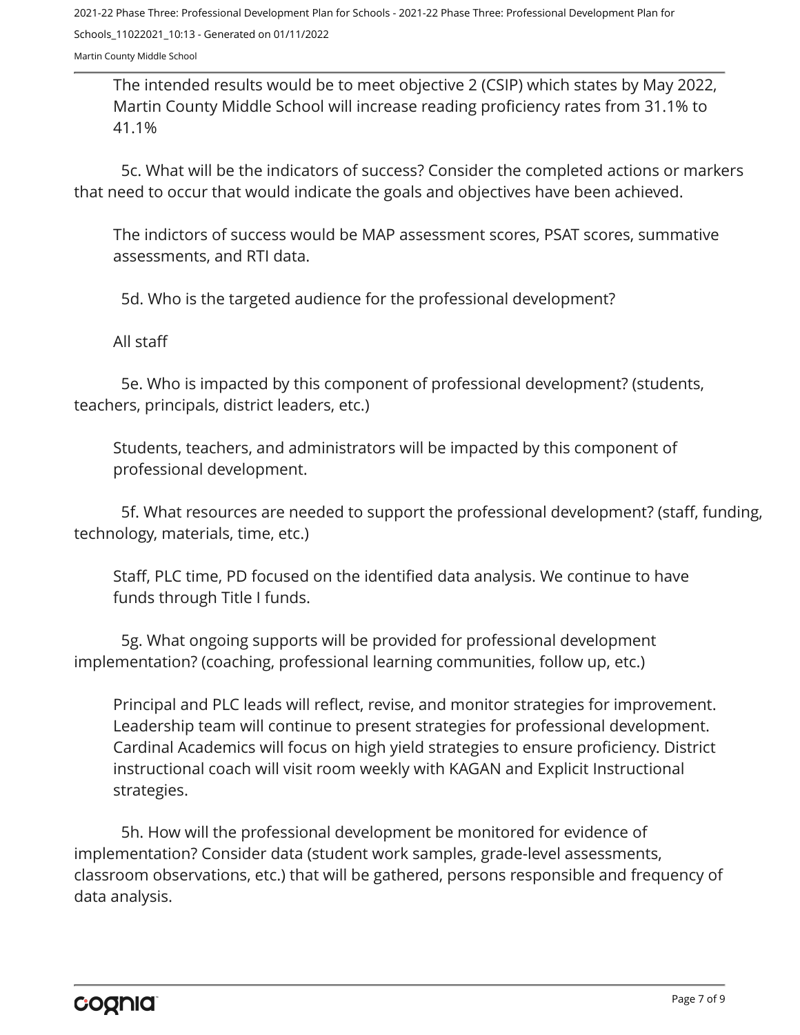The intended results would be to meet objective 2 (CSIP) which states by May 2022, Martin County Middle School will increase reading proficiency rates from 31.1% to 41.1%

5c. What will be the indicators of success? Consider the completed actions or markers that need to occur that would indicate the goals and objectives have been achieved.

The indictors of success would be MAP assessment scores, PSAT scores, summative assessments, and RTI data.

5d. Who is the targeted audience for the professional development?

All staff

5e. Who is impacted by this component of professional development? (students, teachers, principals, district leaders, etc.)

Students, teachers, and administrators will be impacted by this component of professional development.

5f. What resources are needed to support the professional development? (staff, funding, technology, materials, time, etc.)

Staff, PLC time, PD focused on the identified data analysis. We continue to have funds through Title I funds.

5g. What ongoing supports will be provided for professional development implementation? (coaching, professional learning communities, follow up, etc.)

Principal and PLC leads will reflect, revise, and monitor strategies for improvement. Leadership team will continue to present strategies for professional development. Cardinal Academics will focus on high yield strategies to ensure proficiency. District instructional coach will visit room weekly with KAGAN and Explicit Instructional strategies.

5h. How will the professional development be monitored for evidence of implementation? Consider data (student work samples, grade-level assessments, classroom observations, etc.) that will be gathered, persons responsible and frequency of data analysis.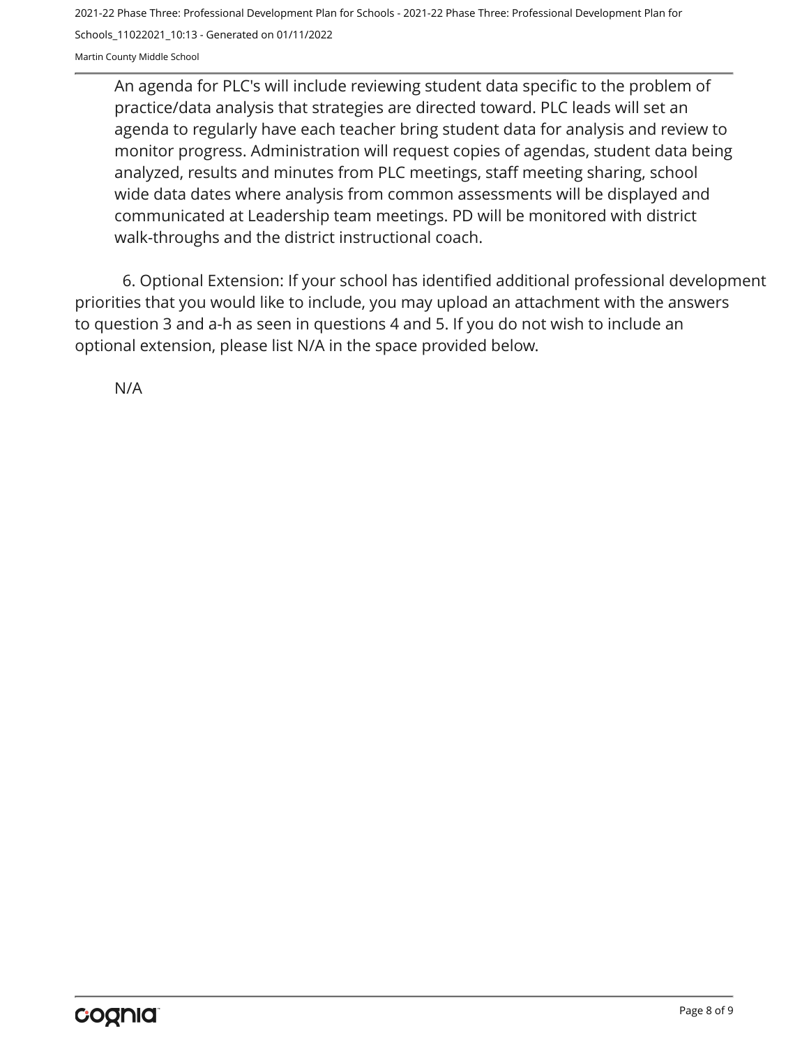An agenda for PLC's will include reviewing student data specific to the problem of practice/data analysis that strategies are directed toward. PLC leads will set an agenda to regularly have each teacher bring student data for analysis and review to monitor progress. Administration will request copies of agendas, student data being analyzed, results and minutes from PLC meetings, staff meeting sharing, school wide data dates where analysis from common assessments will be displayed and communicated at Leadership team meetings. PD will be monitored with district walk-throughs and the district instructional coach.

6. Optional Extension: If your school has identified additional professional development priorities that you would like to include, you may upload an attachment with the answers to question 3 and a-h as seen in questions 4 and 5. If you do not wish to include an optional extension, please list N/A in the space provided below.

N/A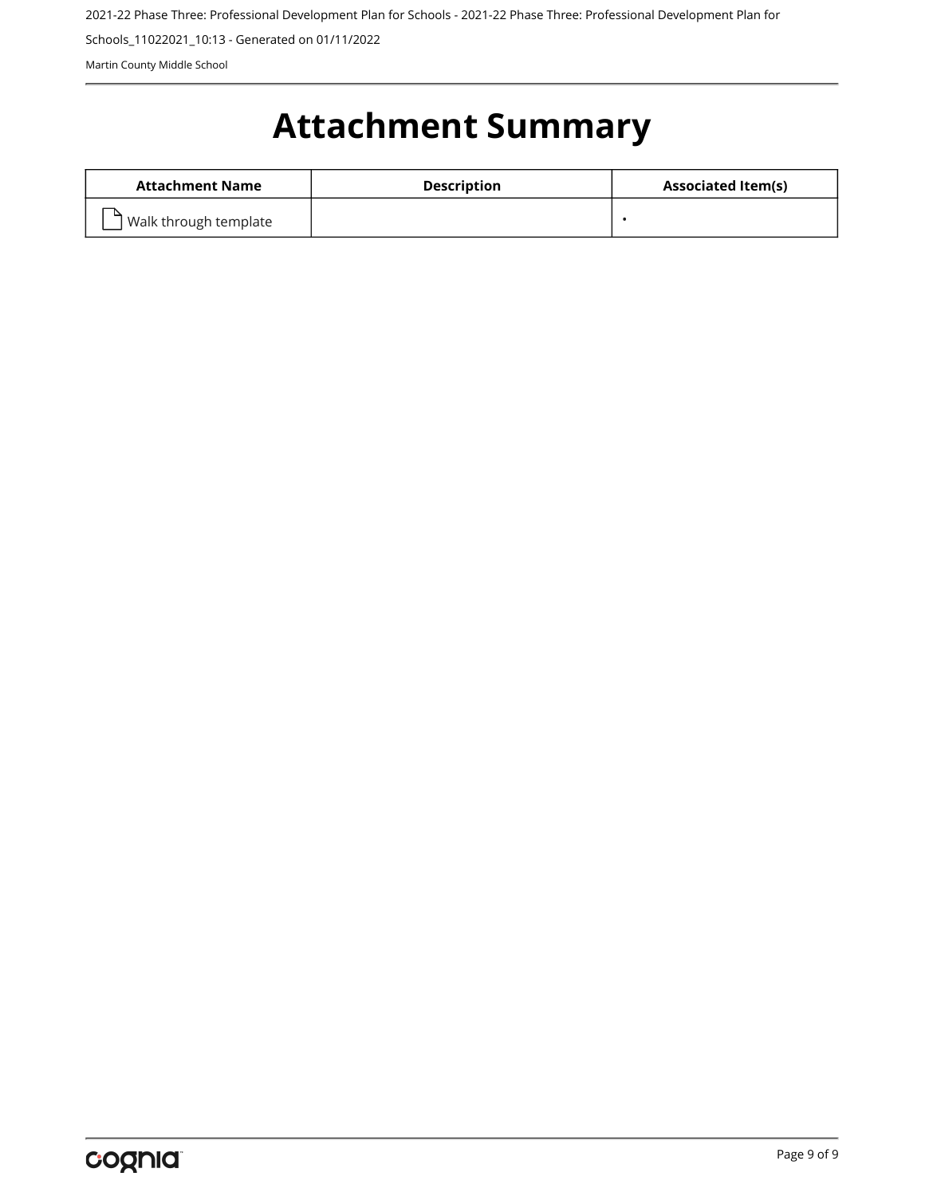# Attachment Summary

| Attachment Name | Description | Associated Item(s) |
|---|---|---|
| Walk through template | | • |